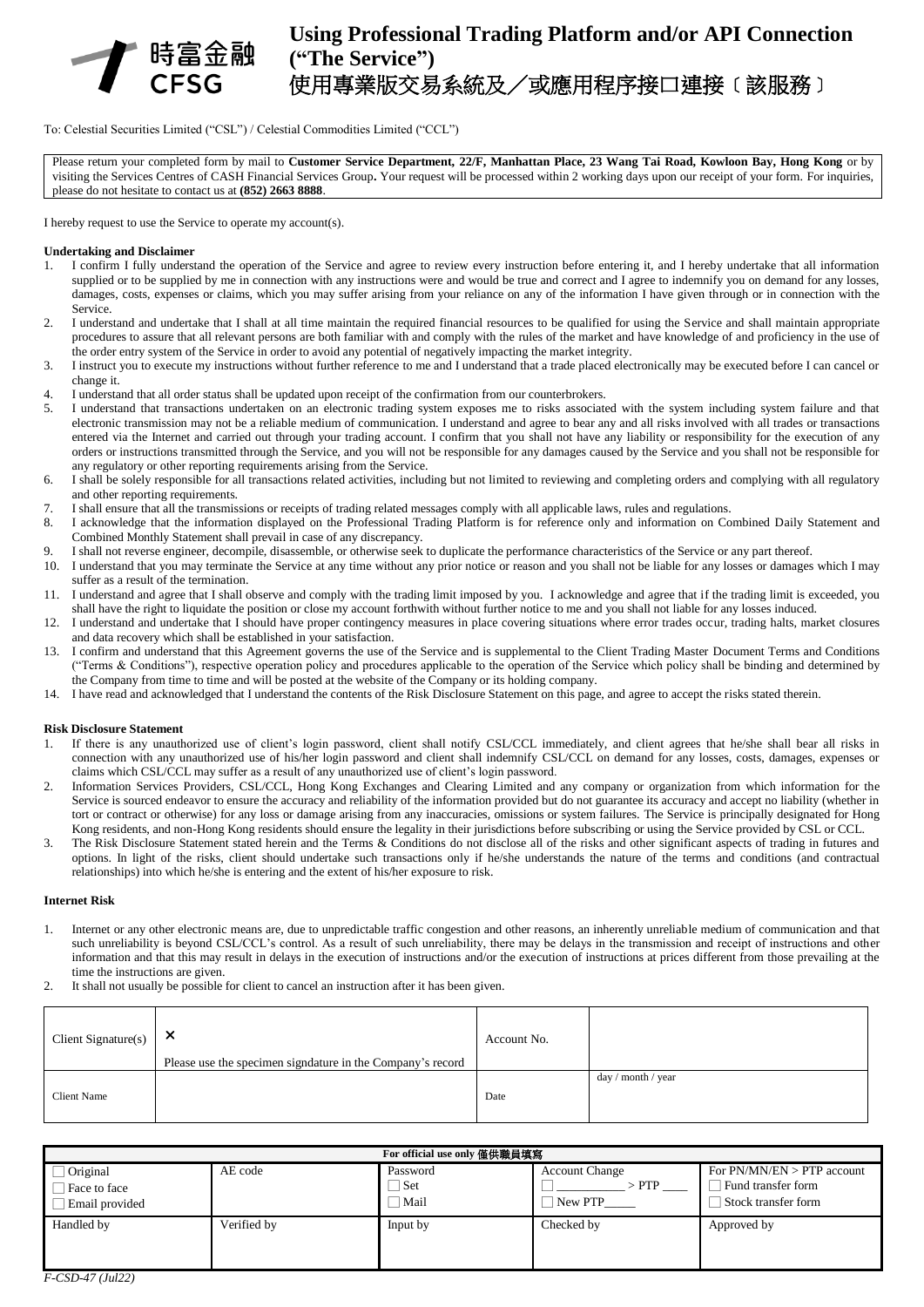時富金融
CFSG

# Using Professional Trading Platform and/or API Connection ("The Service")
# 使用專業版交易系統及／或應用程序接口連接〔該服務〕

To: Celestial Securities Limited ("CSL") / Celestial Commodities Limited ("CCL")

Please return your completed form by mail to **Customer Service Department, 22/F, Manhattan Place, 23 Wang Tai Road, Kowloon Bay, Hong Kong** or by visiting the Services Centres of CASH Financial Services Group**.** Your request will be processed within 2 working days upon our receipt of your form. For inquiries, please do not hesitate to contact us at **(852) 2663 8888**.

I hereby request to use the Service to operate my account(s).

**Undertaking and Disclaimer**

1. I confirm I fully understand the operation of the Service and agree to review every instruction before entering it, and I hereby undertake that all information supplied or to be supplied by me in connection with any instructions were and would be true and correct and I agree to indemnify you on demand for any losses, damages, costs, expenses or claims, which you may suffer arising from your reliance on any of the information I have given through or in connection with the Service.
2. I understand and undertake that I shall at all time maintain the required financial resources to be qualified for using the Service and shall maintain appropriate procedures to assure that all relevant persons are both familiar with and comply with the rules of the market and have knowledge of and proficiency in the use of the order entry system of the Service in order to avoid any potential of negatively impacting the market integrity.
3. I instruct you to execute my instructions without further reference to me and I understand that a trade placed electronically may be executed before I can cancel or change it.
4. I understand that all order status shall be updated upon receipt of the confirmation from our counterbrokers.
5. I understand that transactions undertaken on an electronic trading system exposes me to risks associated with the system including system failure and that electronic transmission may not be a reliable medium of communication. I understand and agree to bear any and all risks involved with all trades or transactions entered via the Internet and carried out through your trading account. I confirm that you shall not have any liability or responsibility for the execution of any orders or instructions transmitted through the Service, and you will not be responsible for any damages caused by the Service and you shall not be responsible for any regulatory or other reporting requirements arising from the Service.
6. I shall be solely responsible for all transactions related activities, including but not limited to reviewing and completing orders and complying with all regulatory and other reporting requirements.
7. I shall ensure that all the transmissions or receipts of trading related messages comply with all applicable laws, rules and regulations.
8. I acknowledge that the information displayed on the Professional Trading Platform is for reference only and information on Combined Daily Statement and Combined Monthly Statement shall prevail in case of any discrepancy.
9. I shall not reverse engineer, decompile, disassemble, or otherwise seek to duplicate the performance characteristics of the Service or any part thereof.
10. I understand that you may terminate the Service at any time without any prior notice or reason and you shall not be liable for any losses or damages which I may suffer as a result of the termination.
11. I understand and agree that I shall observe and comply with the trading limit imposed by you. I acknowledge and agree that if the trading limit is exceeded, you shall have the right to liquidate the position or close my account forthwith without further notice to me and you shall not liable for any losses induced.
12. I understand and undertake that I should have proper contingency measures in place covering situations where error trades occur, trading halts, market closures and data recovery which shall be established in your satisfaction.
13. I confirm and understand that this Agreement governs the use of the Service and is supplemental to the Client Trading Master Document Terms and Conditions ("Terms & Conditions"), respective operation policy and procedures applicable to the operation of the Service which policy shall be binding and determined by the Company from time to time and will be posted at the website of the Company or its holding company.
14. I have read and acknowledged that I understand the contents of the Risk Disclosure Statement on this page, and agree to accept the risks stated therein.

**Risk Disclosure Statement**

1. If there is any unauthorized use of client's login password, client shall notify CSL/CCL immediately, and client agrees that he/she shall bear all risks in connection with any unauthorized use of his/her login password and client shall indemnify CSL/CCL on demand for any losses, costs, damages, expenses or claims which CSL/CCL may suffer as a result of any unauthorized use of client's login password.
2. Information Services Providers, CSL/CCL, Hong Kong Exchanges and Clearing Limited and any company or organization from which information for the Service is sourced endeavor to ensure the accuracy and reliability of the information provided but do not guarantee its accuracy and accept no liability (whether in tort or contract or otherwise) for any loss or damage arising from any inaccuracies, omissions or system failures. The Service is principally designated for Hong Kong residents, and non-Hong Kong residents should ensure the legality in their jurisdictions before subscribing or using the Service provided by CSL or CCL.
3. The Risk Disclosure Statement stated herein and the Terms & Conditions do not disclose all of the risks and other significant aspects of trading in futures and options. In light of the risks, client should undertake such transactions only if he/she understands the nature of the terms and conditions (and contractual relationships) into which he/she is entering and the extent of his/her exposure to risk.

**Internet Risk**

1. Internet or any other electronic means are, due to unpredictable traffic congestion and other reasons, an inherently unreliable medium of communication and that such unreliability is beyond CSL/CCL's control. As a result of such unreliability, there may be delays in the transmission and receipt of instructions and other information and that this may result in delays in the execution of instructions and/or the execution of instructions at prices different from those prevailing at the time the instructions are given.
2. It shall not usually be possible for client to cancel an instruction after it has been given.

| Client Signature(s) | ✕ Please use the specimen signdature in the Company's record | Account No. | |
|---|---|---|---|
| Client Name | | Date | day / month / year |

| For official use only 僅供職員填寫 | | | | |
|---|---|---|---|---|
| ☐ Original ☐ Face to face ☐ Email provided | AE code | Password ☐ Set ☐ Mail | Account Change ☐ ________ > PTP ____ ☐ New PTP_____ | For PN/MN/EN > PTP account ☐ Fund transfer form ☐ Stock transfer form |
| Handled by | Verified by | Input by | Checked by | Approved by |

*F-CSD-47 (Jul22)*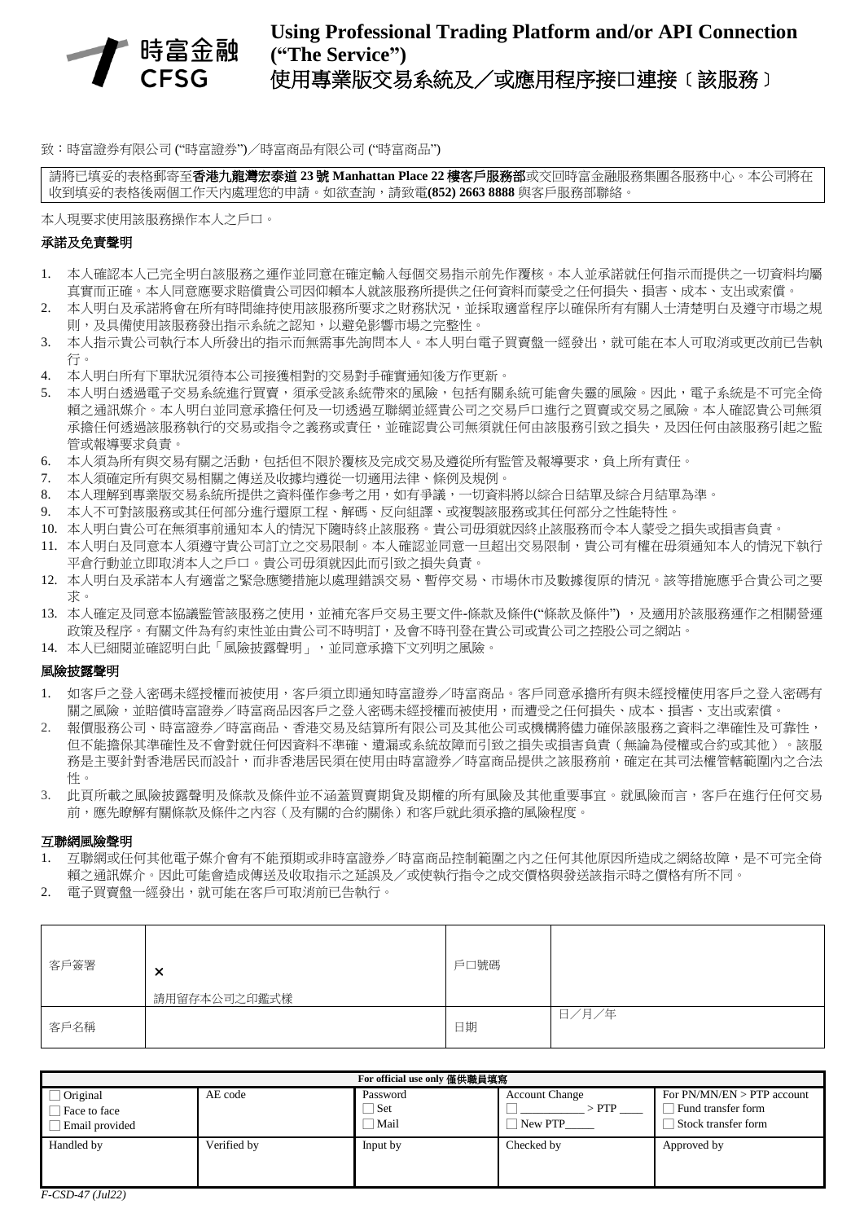時富金融 CFSG

# Using Professional Trading Platform and/or API Connection ("The Service")
# 使用專業版交易系統及／或應用程序接口連接〔該服務〕

致：時富證券有限公司 ("時富證券")／時富商品有限公司 ("時富商品")

請將已填妥的表格郵寄至**香港九龍灣宏泰道 23 號 Manhattan Place 22 樓客戶服務部**或交回時富金融服務集團各服務中心。本公司將在收到填妥的表格後兩個工作天內處理您的申請。如欲查詢，請致電**(852) 2663 8888** 與客戶服務部聯絡。

本人現要求使用該服務操作本人之戶口。

## 承諾及免責聲明

1. 本人確認本人已完全明白該服務之運作並同意在確定輸入每個交易指示前先作覆核。本人並承諾就任何指示而提供之一切資料均屬真實而正確。本人同意應要求賠償貴公司因仰賴本人就該服務所提供之任何資料而蒙受之任何損失、損害、成本、支出或索償。
2. 本人明白及承諾將會在所有時間維持使用該服務所要求之財務狀況，並採取適當程序以確保所有有關人士清楚明白及遵守市場之規則，及具備使用該服務發出指示系統之認知，以避免影響市場之完整性。
3. 本人指示貴公司執行本人所發出的指示而無需事先詢問本人。本人明白電子買賣盤一經發出，就可能在本人可取消或更改前已告執行。
4. 本人明白所有下單狀況須待本公司接獲相對的交易對手確實通知後方作更新。
5. 本人明白透過電子交易系統進行買賣，須承受該系統帶來的風險，包括有關系統可能會失靈的風險。因此，電子系統是不可完全倚賴之通訊媒介。本人明白並同意承擔任何及一切透過互聯網並經貴公司之交易戶口進行之買賣或交易之風險。本人確認貴公司無須承擔任何透過該服務執行的交易或指令之義務或責任，並確認貴公司無須就任何由該服務引致之損失，及因任何由該服務引起之監管或報導要求負責。
6. 本人須為所有與交易有關之活動，包括但不限於覆核及完成交易及遵從所有監管及報導要求，負上所有責任。
7. 本人須確定所有與交易相關之傳送及收據均遵從一切適用法律、條例及規例。
8. 本人理解到專業版交易系統所提供之資料僅作參考之用，如有爭議，一切資料將以綜合日結單及綜合月結單為準。
9. 本人不可對該服務或其任何部分進行還原工程、解碼、反向組譯、或複製該服務或其任何部分之性能特性。
10. 本人明白貴公司在無須事前通知本人的情況下隨時終止該服務。貴公司毋須就因終止該服務而令本人蒙受之損失或損害負責。
11. 本人明白及同意本人須遵守貴公司訂立之交易限制。本人確認並同意一旦超出交易限制，貴公司有權在毋須通知本人的情況下執行平倉行動並立即取消本人之戶口。貴公司毋須就因此而引致之損失負責。
12. 本人明白及承諾本人有適當之緊急應變措施以處理錯誤交易、暫停交易、市場休市及數據復原的情況。該等措施應乎合貴公司之要求。
13. 本人確定及同意本協議監管該服務之使用，並補充客戶交易主要文件-條款及條件("條款及條件")，及適用於該服務運作之相關營運政策及程序。有關文件為有約束性並由貴公司不時明訂，及會不時刊登在貴公司或貴公司之控股公司之網站。
14. 本人已細閱並確認明白此「風險披露聲明」，並同意承擔下文列明之風險。

## 風險披露聲明

1. 如客戶之登入密碼未經授權而被使用，客戶須立即通知時富證券／時富商品。客戶同意承擔所有與未經授權使用客戶之登入密碼有關之風險，並賠償時富證券／時富商品因客戶之登入密碼未經授權而被使用，而遭受之任何損失、成本、損害、支出或索償。
2. 報價服務公司、時富證券／時富商品、香港交易及結算所有限公司及其他公司或機構將盡力確保該服務之資料之準確性及可靠性，但不能擔保其準確性及不會對就任何因資料不準確、遺漏或系統故障而引致之損失或損害負責（無論為侵權或合約或其他）。該服務是主要針對香港居民而設計，而非香港居民須在使用由時富證券／時富商品提供之該服務前，確定在其司法權管轄範圍內之合法性。
3. 此頁所載之風險披露聲明及條款及條件並不涵蓋買賣期貨及期權的所有風險及其他重要事宜。就風險而言，客戶在進行任何交易前，應先瞭解有關條款及條件之內容（及有關的合約關係）和客戶就此須承擔的風險程度。

## 互聯網風險聲明

1. 互聯網或任何其他電子媒介會有不能預期或非時富證券／時富商品控制範圍之內之任何其他原因所造成之網絡故障，是不可完全倚賴之通訊媒介。因此可能會造成傳送及收取指示之延誤及／或使執行指令之成交價格與發送該指示時之價格有所不同。
2. 電子買賣盤一經發出，就可能在客戶可取消前已告執行。

| | | | |
|---|---|---|---|
| 客戶簽署 | ×<br>請用留存本公司之印鑑式樣 | 戶口號碼 | |
| 客戶名稱 | | 日期 | 日／月／年 |

| For official use only 僅供職員填寫 | | | | |
|---|---|---|---|---|
| ☐ Original<br>☐ Face to face<br>☐ Email provided | AE code | Password<br>☐ Set<br>☐ Mail | Account Change<br>☐ __________ > PTP ____<br>☐ New PTP_____ | For PN/MN/EN > PTP account<br>☐ Fund transfer form<br>☐ Stock transfer form |
| Handled by | Verified by | Input by | Checked by | Approved by |

*F-CSD-47 (Jul22)*